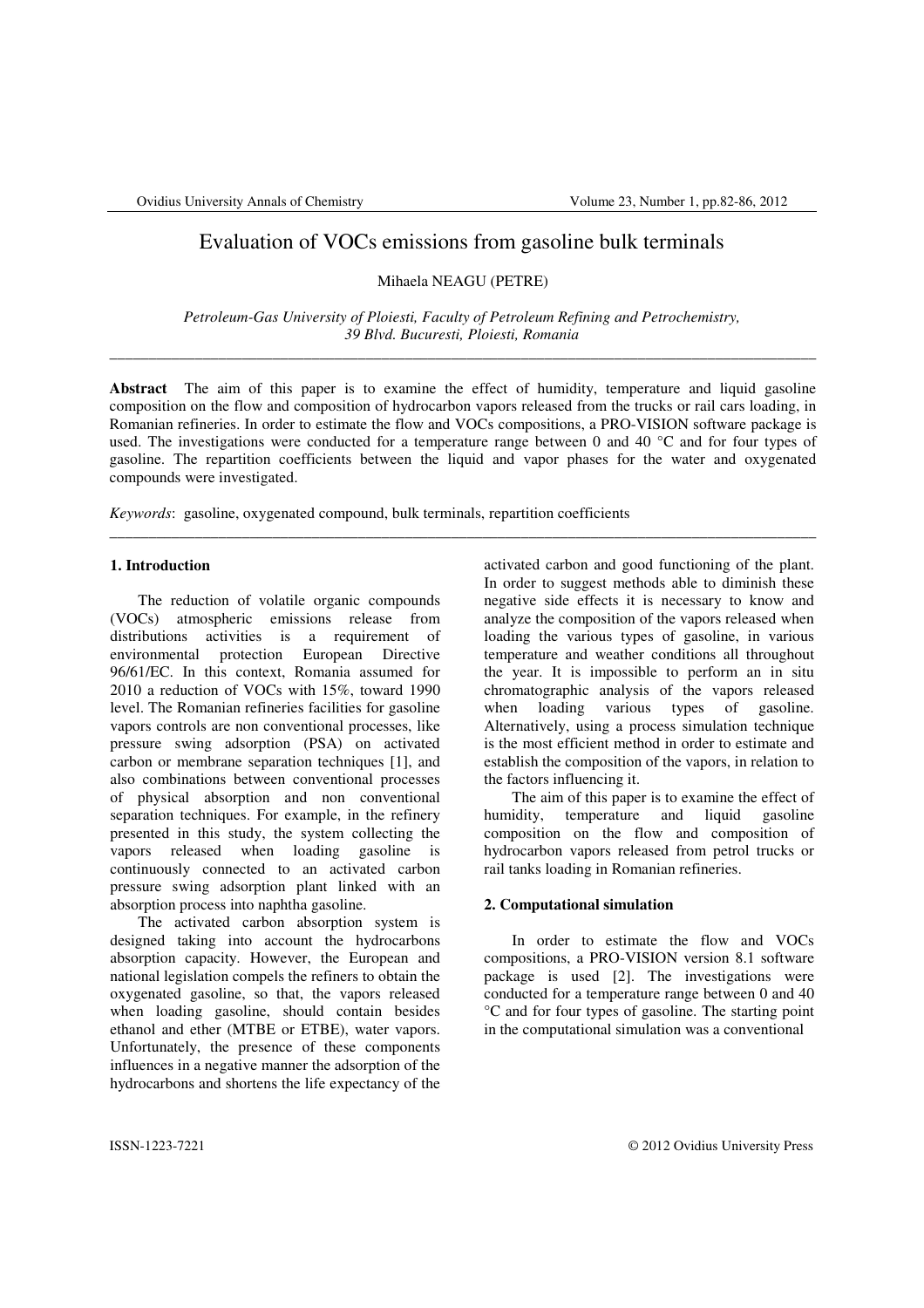# Evaluation of VOCs emissions from gasoline bulk terminals

Mihaela NEAGU (PETRE)

*Petroleum-Gas University of Ploiesti, Faculty of Petroleum Refining and Petrochemistry, 39 Blvd. Bucuresti, Ploiesti, Romania*

---

**Abstract** The aim of this paper is to examine the effect of humidity, temperature and liquid gasoline composition on the flow and composition of hydrocarbon vapors released from the trucks or rail cars loading, in Romanian refineries. In order to estimate the flow and VOCs compositions, a PRO-VISION software package is used. The investigations were conducted for a temperature range between 0 and 40 °C and for four types of gasoline. The repartition coefficients between the liquid and vapor phases for the water and oxygenated compounds were investigated.

*Keywords*: gasoline, oxygenated compound, bulk terminals, repartition coefficients

---

## 1. Introduction

The reduction of volatile organic compounds (VOCs) atmospheric emissions release from distributions activities is a requirement of environmental protection European Directive 96/61/EC. In this context, Romania assumed for 2010 a reduction of VOCs with 15%, toward 1990 level. The Romanian refineries facilities for gasoline vapors controls are non conventional processes, like pressure swing adsorption (PSA) on activated carbon or membrane separation techniques [1], and also combinations between conventional processes of physical absorption and non conventional separation techniques. For example, in the refinery presented in this study, the system collecting the vapors released when loading gasoline is continuously connected to an activated carbon pressure swing adsorption plant linked with an absorption process into naphtha gasoline.

The activated carbon absorption system is designed taking into account the hydrocarbons absorption capacity. However, the European and national legislation compels the refiners to obtain the oxygenated gasoline, so that, the vapors released when loading gasoline, should contain besides ethanol and ether (MTBE or ETBE), water vapors. Unfortunately, the presence of these components influences in a negative manner the adsorption of the hydrocarbons and shortens the life expectancy of the activated carbon and good functioning of the plant. In order to suggest methods able to diminish these negative side effects it is necessary to know and analyze the composition of the vapors released when loading the various types of gasoline, in various temperature and weather conditions all throughout the year. It is impossible to perform an in situ chromatographic analysis of the vapors released when loading various types of gasoline. Alternatively, using a process simulation technique is the most efficient method in order to estimate and establish the composition of the vapors, in relation to the factors influencing it.

The aim of this paper is to examine the effect of humidity, temperature and liquid gasoline composition on the flow and composition of hydrocarbon vapors released from petrol trucks or rail tanks loading in Romanian refineries.

## 2. Computational simulation

In order to estimate the flow and VOCs compositions, a PRO-VISION version 8.1 software package is used [2]. The investigations were conducted for a temperature range between 0 and 40 °C and for four types of gasoline. The starting point in the computational simulation was a conventional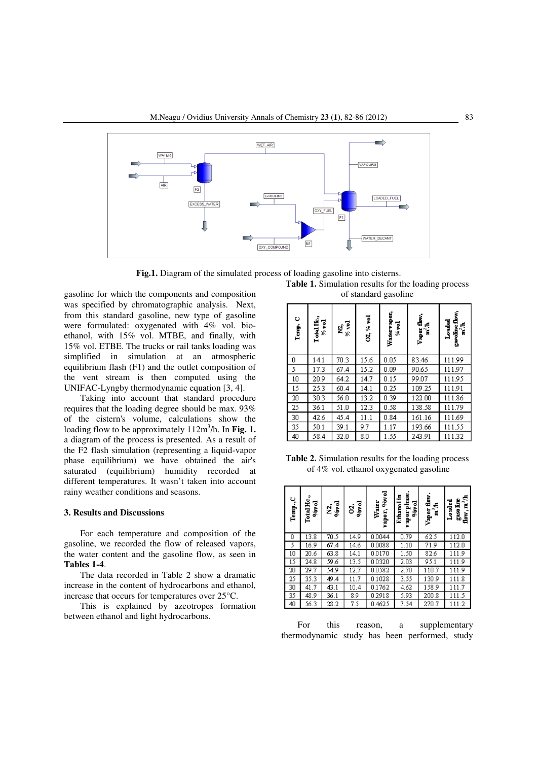Fig.1. Diagram of the simulated process of loading gasoline into cisterns.

gasoline for which the components and composition was specified by chromatographic analysis. Next, from this standard gasoline, new type of gasoline were formulated: oxygenated with 4% vol. bio-ethanol, with 15% vol. MTBE, and finally, with 15% vol. ETBE. The trucks or rail tanks loading was simplified in simulation at an atmospheric equilibrium flash (F1) and the outlet composition of the vent stream is then computed using the UNIFAC-Lyngby thermodynamic equation [3, 4].

Taking into account that standard procedure requires that the loading degree should be max. 93% of the cistern's volume, calculations show the loading flow to be approximately 112m$^3$/h. In **Fig. 1.** a diagram of the process is presented. As a result of the F2 flash simulation (representing a liquid-vapor phase equilibrium) we have obtained the air's saturated (equilibrium) humidity recorded at different temperatures. It wasn't taken into account rainy weather conditions and seasons.

## 3. Results and Discussions

For each temperature and composition of the gasoline, we recorded the flow of released vapors, the water content and the gasoline flow, as seen in **Tables 1-4**.

The data recorded in Table 2 show a dramatic increase in the content of hydrocarbons and ethanol, increase that occurs for temperatures over 25°C.

This is explained by azeotropes formation between ethanol and light hydrocarbons.

**Table 1.** Simulation results for the loading process of standard gasoline

| Temp. C | Total Hc., % vol | N2, % vol | O2, % vol | Water vapor, % vol | Vapor flow, m$^3$/h | Loaded gasoline flow, m$^3$/h |
|---|---|---|---|---|---|---|
| 0 | 14.1 | 70.3 | 15.6 | 0.05 | 83.46 | 111.99 |
| 5 | 17.3 | 67.4 | 15.2 | 0.09 | 90.65 | 111.97 |
| 10 | 20.9 | 64.2 | 14.7 | 0.15 | 99.07 | 111.95 |
| 15 | 25.3 | 60.4 | 14.1 | 0.25 | 109.25 | 111.91 |
| 20 | 30.3 | 56.0 | 13.2 | 0.39 | 122.00 | 111.86 |
| 25 | 36.1 | 51.0 | 12.3 | 0.58 | 138.58 | 111.79 |
| 30 | 42.6 | 45.4 | 11.1 | 0.84 | 161.16 | 111.69 |
| 35 | 50.1 | 39.1 | 9.7 | 1.17 | 193.66 | 111.55 |
| 40 | 58.4 | 32.0 | 8.0 | 1.55 | 243.91 | 111.32 |

**Table 2.** Simulation results for the loading process of 4% vol. ethanol oxygenated gasoline

| Temp.,C | Total Hc., %vol | N2, %vol | O2, %vol | Water vapor, %vol | Ethanol in vapor phase, %vol | Vapor flow, m$^3$/h | Loaded gasoline flow, m$^3$/h |
|---|---|---|---|---|---|---|---|
| 0 | 13.8 | 70.5 | 14.9 | 0.0044 | 0.79 | 62.5 | 112.0 |
| 5 | 16.9 | 67.4 | 14.6 | 0.0088 | 1.10 | 71.9 | 112.0 |
| 10 | 20.6 | 63.8 | 14.1 | 0.0170 | 1.50 | 82.6 | 111.9 |
| 15 | 24.8 | 59.6 | 13.5 | 0.0320 | 2.03 | 95.1 | 111.9 |
| 20 | 29.7 | 54.9 | 12.7 | 0.0582 | 2.70 | 110.7 | 111.9 |
| 25 | 35.3 | 49.4 | 11.7 | 0.1028 | 3.55 | 130.9 | 111.8 |
| 30 | 41.7 | 43.1 | 10.4 | 0.1762 | 4.62 | 158.9 | 111.7 |
| 35 | 48.9 | 36.1 | 8.9 | 0.2918 | 5.93 | 200.8 | 111.5 |
| 40 | 56.3 | 28.2 | 7.5 | 0.4625 | 7.54 | 270.7 | 111.2 |

For this reason, a supplementary thermodynamic study has been performed, study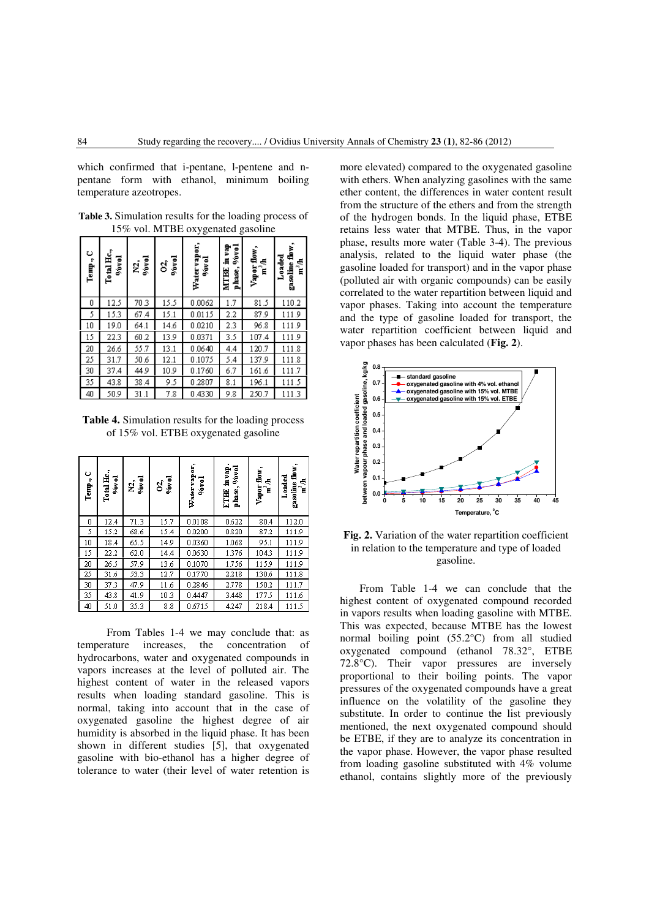which confirmed that i-pentane, 1-pentene and n-pentane form with ethanol, minimum boiling temperature azeotropes.

**Table 3.** Simulation results for the loading process of 15% vol. MTBE oxygenated gasoline

| Temp., C | Total Hc., %vol | N2, %vol | O2, %vol | Water vapor, %vol | MTBE in vap phase, %vol | Vapor flow, m³/h | Loaded gasoline flow, m³/h |
|---|---|---|---|---|---|---|---|
| 0 | 12.5 | 70.3 | 15.5 | 0.0062 | 1.7 | 81.5 | 110.2 |
| 5 | 15.3 | 67.4 | 15.1 | 0.0115 | 2.2 | 87.9 | 111.9 |
| 10 | 19.0 | 64.1 | 14.6 | 0.0210 | 2.3 | 96.8 | 111.9 |
| 15 | 22.3 | 60.2 | 13.9 | 0.0371 | 3.5 | 107.4 | 111.9 |
| 20 | 26.6 | 55.7 | 13.1 | 0.0640 | 4.4 | 120.7 | 111.8 |
| 25 | 31.7 | 50.6 | 12.1 | 0.1075 | 5.4 | 137.9 | 111.8 |
| 30 | 37.4 | 44.9 | 10.9 | 0.1760 | 6.7 | 161.6 | 111.7 |
| 35 | 43.8 | 38.4 | 9.5 | 0.2807 | 8.1 | 196.1 | 111.5 |
| 40 | 50.9 | 31.1 | 7.8 | 0.4330 | 9.8 | 250.7 | 111.3 |

**Table 4.** Simulation results for the loading process of 15% vol. ETBE oxygenated gasoline

| Temp., C | Total Hc., %vol | N2, %vol | O2, %vol | Water vapor, %vol | ETBE in vap. phase, %vol | Vapor flow, m³/h | Loaded gasoline flow, m³/h |
|---|---|---|---|---|---|---|---|
| 0 | 12.4 | 71.3 | 15.7 | 0.0108 | 0.622 | 80.4 | 112.0 |
| 5 | 15.2 | 68.6 | 15.4 | 0.0200 | 0.820 | 87.2 | 111.9 |
| 10 | 18.4 | 65.5 | 14.9 | 0.0360 | 1.068 | 95.1 | 111.9 |
| 15 | 22.2 | 62.0 | 14.4 | 0.0630 | 1.376 | 104.3 | 111.9 |
| 20 | 26.5 | 57.9 | 13.6 | 0.1070 | 1.756 | 115.9 | 111.9 |
| 25 | 31.6 | 53.3 | 12.7 | 0.1770 | 2.218 | 130.6 | 111.8 |
| 30 | 37.3 | 47.9 | 11.6 | 0.2846 | 2.778 | 150.2 | 111.7 |
| 35 | 43.8 | 41.9 | 10.3 | 0.4447 | 3.448 | 177.5 | 111.6 |
| 40 | 51.0 | 35.3 | 8.8 | 0.6715 | 4.247 | 218.4 | 111.5 |

From Tables 1-4 we may conclude that: as temperature increases, the concentration of hydrocarbons, water and oxygenated compounds in vapors increases at the level of polluted air. The highest content of water in the released vapors results when loading standard gasoline. This is normal, taking into account that in the case of oxygenated gasoline the highest degree of air humidity is absorbed in the liquid phase. It has been shown in different studies [5], that oxygenated gasoline with bio-ethanol has a higher degree of tolerance to water (their level of water retention is more elevated) compared to the oxygenated gasoline with ethers. When analyzing gasolines with the same ether content, the differences in water content result from the structure of the ethers and from the strength of the hydrogen bonds. In the liquid phase, ETBE retains less water that MTBE. Thus, in the vapor phase, results more water (Table 3-4). The previous analysis, related to the liquid water phase (the gasoline loaded for transport) and in the vapor phase (polluted air with organic compounds) can be easily correlated to the water repartition between liquid and vapor phases. Taking into account the temperature and the type of gasoline loaded for transport, the water repartition coefficient between liquid and vapor phases has been calculated (**Fig. 2**).

**Fig. 2.** Variation of the water repartition coefficient in relation to the temperature and type of loaded gasoline.

From Table 1-4 we can conclude that the highest content of oxygenated compound recorded in vapors results when loading gasoline with MTBE. This was expected, because MTBE has the lowest normal boiling point (55.2°C) from all studied oxygenated compound (ethanol 78.32°, ETBE 72.8°C). Their vapor pressures are inversely proportional to their boiling points. The vapor pressures of the oxygenated compounds have a great influence on the volatility of the gasoline they substitute. In order to continue the list previously mentioned, the next oxygenated compound should be ETBE, if they are to analyze its concentration in the vapor phase. However, the vapor phase resulted from loading gasoline substituted with 4% volume ethanol, contains slightly more of the previously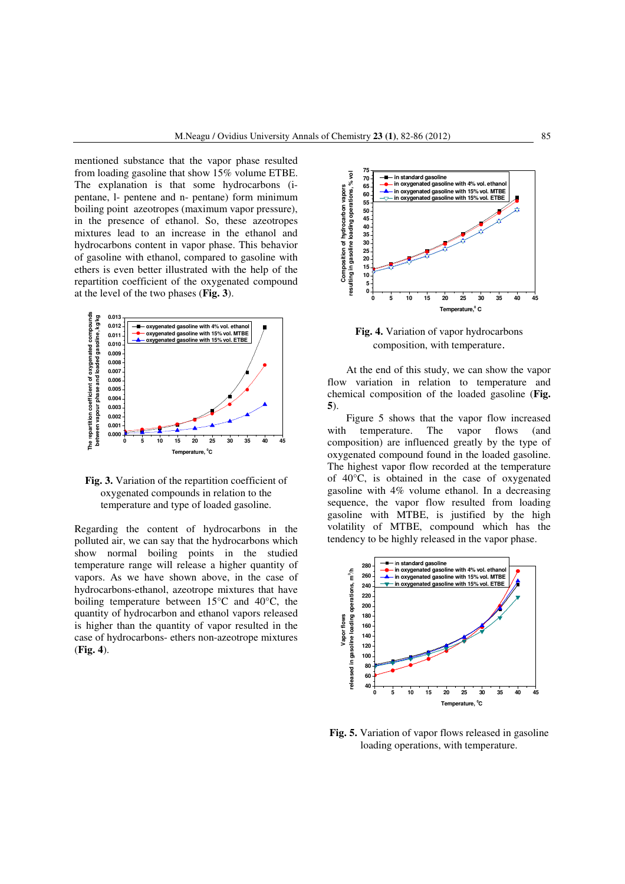mentioned substance that the vapor phase resulted from loading gasoline that show 15% volume ETBE. The explanation is that some hydrocarbons (i-pentane, l- pentene and n- pentane) form minimum boiling point azeotropes (maximum vapor pressure), in the presence of ethanol. So, these azeotropes mixtures lead to an increase in the ethanol and hydrocarbons content in vapor phase. This behavior of gasoline with ethanol, compared to gasoline with ethers is even better illustrated with the help of the repartition coefficient of the oxygenated compound at the level of the two phases (**Fig. 3**).

**Fig. 3.** Variation of the repartition coefficient of oxygenated compounds in relation to the temperature and type of loaded gasoline.

Regarding the content of hydrocarbons in the polluted air, we can say that the hydrocarbons which show normal boiling points in the studied temperature range will release a higher quantity of vapors. As we have shown above, in the case of hydrocarbons-ethanol, azeotrope mixtures that have boiling temperature between 15°C and 40°C, the quantity of hydrocarbon and ethanol vapors released is higher than the quantity of vapor resulted in the case of hydrocarbons- ethers non-azeotrope mixtures (**Fig. 4**).

**Fig. 4.** Variation of vapor hydrocarbons composition, with temperature.

At the end of this study, we can show the vapor flow variation in relation to temperature and chemical composition of the loaded gasoline (**Fig. 5**).

Figure 5 shows that the vapor flow increased with temperature. The vapor flows (and composition) are influenced greatly by the type of oxygenated compound found in the loaded gasoline. The highest vapor flow recorded at the temperature of 40°C, is obtained in the case of oxygenated gasoline with 4% volume ethanol. In a decreasing sequence, the vapor flow resulted from loading gasoline with MTBE, is justified by the high volatility of MTBE, compound which has the tendency to be highly released in the vapor phase.

**Fig. 5.** Variation of vapor flows released in gasoline loading operations, with temperature.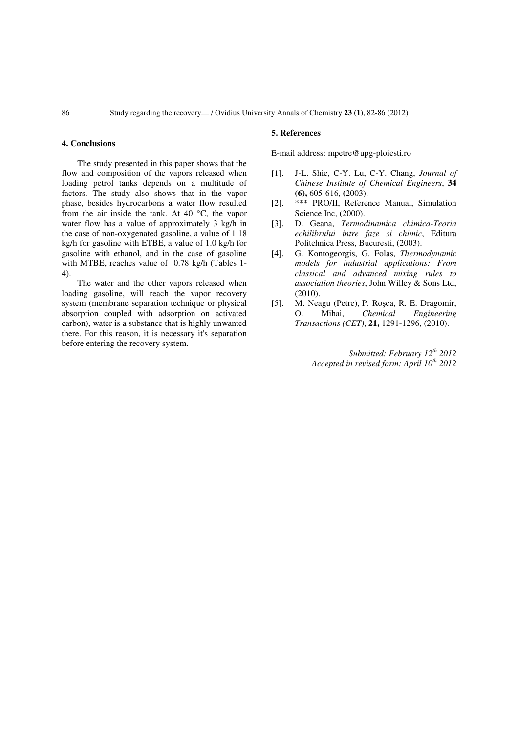## 4. Conclusions

The study presented in this paper shows that the flow and composition of the vapors released when loading petrol tanks depends on a multitude of factors. The study also shows that in the vapor phase, besides hydrocarbons a water flow resulted from the air inside the tank. At 40 °C, the vapor water flow has a value of approximately 3 kg/h in the case of non-oxygenated gasoline, a value of 1.18 kg/h for gasoline with ETBE, a value of 1.0 kg/h for gasoline with ethanol, and in the case of gasoline with MTBE, reaches value of 0.78 kg/h (Tables 1-4).

The water and the other vapors released when loading gasoline, will reach the vapor recovery system (membrane separation technique or physical absorption coupled with adsorption on activated carbon), water is a substance that is highly unwanted there. For this reason, it is necessary it's separation before entering the recovery system.

## 5. References

E-mail address: mpetre@upg-ploiesti.ro

[1]. J-L. Shie, C-Y. Lu, C-Y. Chang, *Journal of Chinese Institute of Chemical Engineers*, **34 (6),** 605-616, (2003).

[2]. *** PRO/II, Reference Manual, Simulation Science Inc, (2000).

[3]. D. Geana, *Termodinamica chimica-Teoria echilibrului intre faze si chimic*, Editura Politehnica Press, Bucuresti, (2003).

[4]. G. Kontogeorgis, G. Folas, *Thermodynamic models for industrial applications: From classical and advanced mixing rules to association theories*, John Willey & Sons Ltd, (2010).

[5]. M. Neagu (Petre), P. Roşca, R. E. Dragomir, O. Mihai, *Chemical Engineering Transactions (CET)*, **21,** 1291-1296, (2010).

*Submitted: February 12th 2012*
*Accepted in revised form: April 10th 2012*